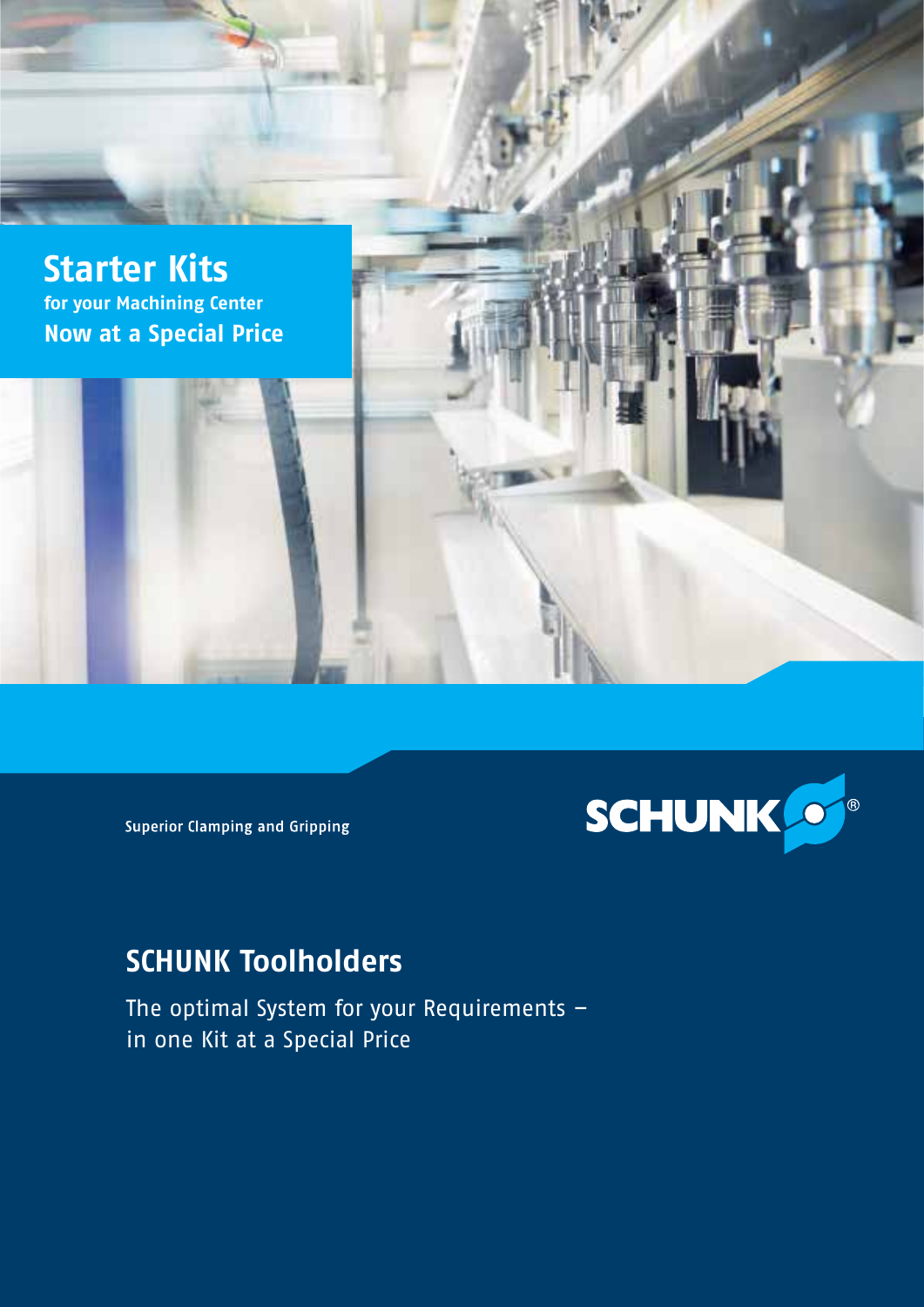# Starter Kits

**for your Machining Center**

**Now at a Special Price**

Superior Clamping and Gripping

SCHUNK®

## SCHUNK Toolholders

The optimal System for your Requirements – in one Kit at a Special Price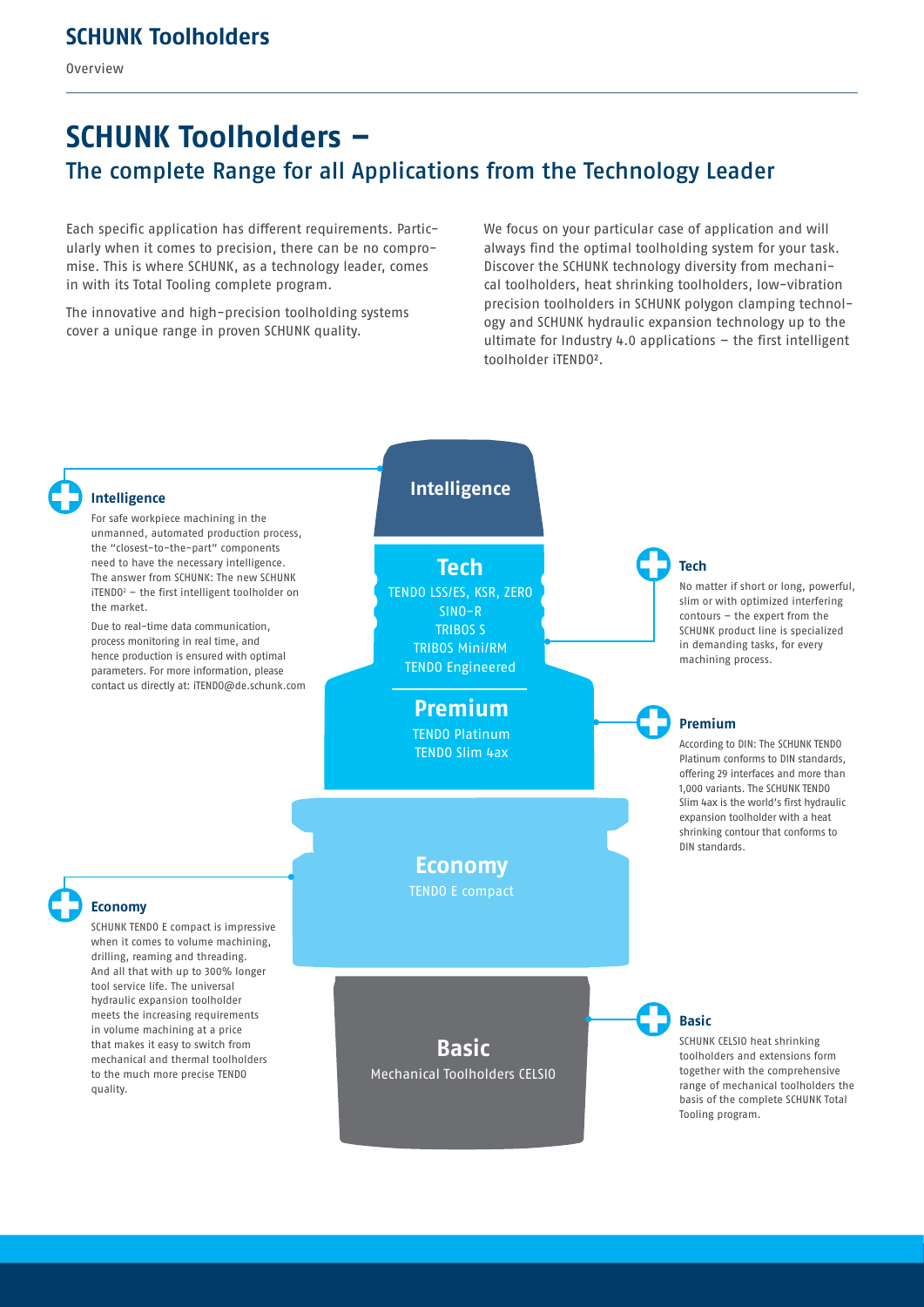# SCHUNK Toolholders –

## The complete Range for all Applications from the Technology Leader

Each specific application has different requirements. Particularly when it comes to precision, there can be no compromise. This is where SCHUNK, as a technology leader, comes in with its Total Tooling complete program.

The innovative and high-precision toolholding systems cover a unique range in proven SCHUNK quality.

We focus on your particular case of application and will always find the optimal toolholding system for your task. Discover the SCHUNK technology diversity from mechanical toolholders, heat shrinking toolholders, low-vibration precision toolholders in SCHUNK polygon clamping technology and SCHUNK hydraulic expansion technology up to the ultimate for Industry 4.0 applications – the first intelligent toolholder iTENDO².

### Intelligence

For safe workpiece machining in the unmanned, automated production process, the "closest-to-the-part" components need to have the necessary intelligence. The answer from SCHUNK: The new SCHUNK iTENDO² – the first intelligent toolholder on the market.

Due to real-time data communication, process monitoring in real time, and hence production is ensured with optimal parameters. For more information, please contact us directly at: iTENDO@de.schunk.com

### Tech

TENDO LSS/ES, KSR, ZERO
SINO-R
TRIBOS S
TRIBOS Mini/RM
TENDO Engineered

No matter if short or long, powerful, slim or with optimized interfering contours – the expert from the SCHUNK product line is specialized in demanding tasks, for every machining process.

### Premium

TENDO Platinum
TENDO Slim 4ax

According to DIN: The SCHUNK TENDO Platinum conforms to DIN standards, offering 29 interfaces and more than 1,000 variants. The SCHUNK TENDO Slim 4ax is the world's first hydraulic expansion toolholder with a heat shrinking contour that conforms to DIN standards.

### Economy

TENDO E compact

SCHUNK TENDO E compact is impressive when it comes to volume machining, drilling, reaming and threading. And all that with up to 300% longer tool service life. The universal hydraulic expansion toolholder meets the increasing requirements in volume machining at a price that makes it easy to switch from mechanical and thermal toolholders to the much more precise TENDO quality.

### Basic

Mechanical Toolholders CELSIO

SCHUNK CELSIO heat shrinking toolholders and extensions form together with the comprehensive range of mechanical toolholders the basis of the complete SCHUNK Total Tooling program.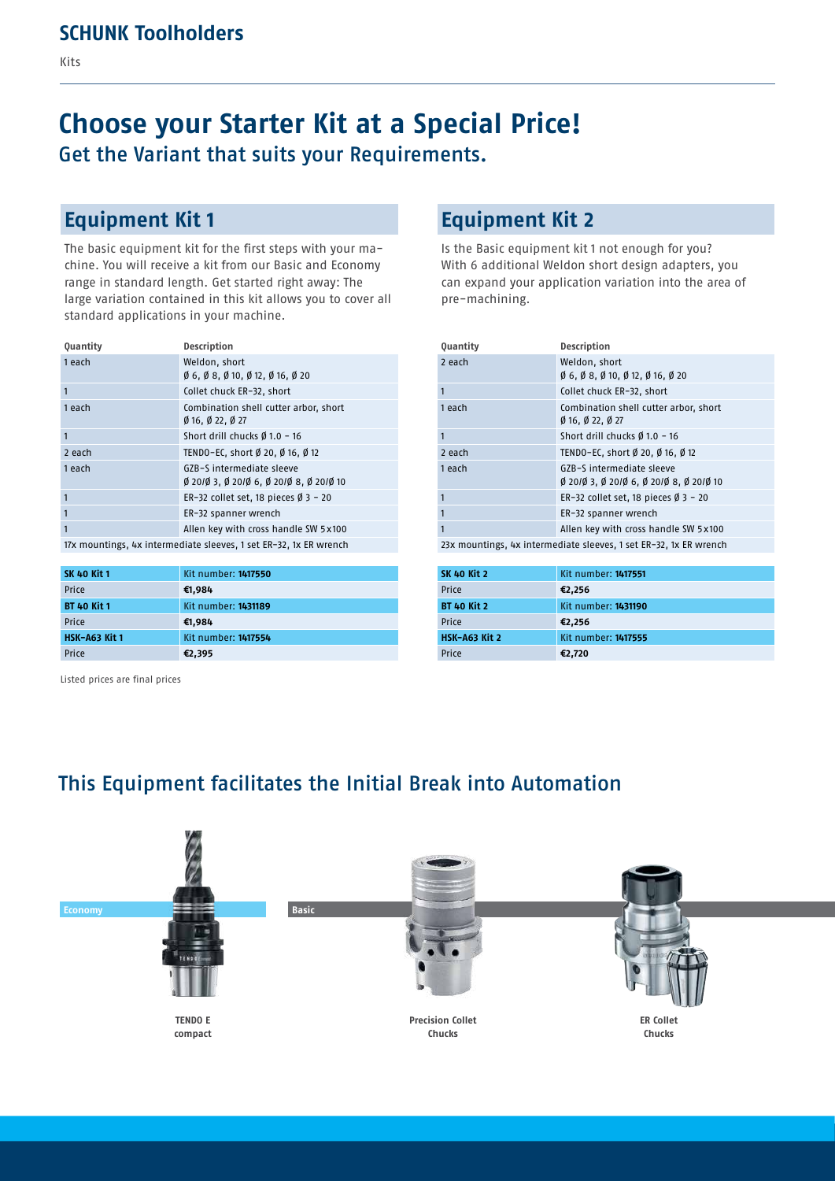## SCHUNK Toolholders

Kits

# Choose your Starter Kit at a Special Price!

Get the Variant that suits your Requirements.

## Equipment Kit 1

The basic equipment kit for the first steps with your machine. You will receive a kit from our Basic and Economy range in standard length. Get started right away: The large variation contained in this kit allows you to cover all standard applications in your machine.

| Quantity | Description |
| --- | --- |
| 1 each | Weldon, short<br>Ø 6, Ø 8, Ø 10, Ø 12, Ø 16, Ø 20 |
| 1 | Collet chuck ER-32, short |
| 1 each | Combination shell cutter arbor, short<br>Ø 16, Ø 22, Ø 27 |
| 1 | Short drill chucks Ø 1.0 – 16 |
| 2 each | TENDO-EC, short Ø 20, Ø 16, Ø 12 |
| 1 each | GZB-S intermediate sleeve<br>Ø 20/Ø 3, Ø 20/Ø 6, Ø 20/Ø 8, Ø 20/Ø 10 |
| 1 | ER-32 collet set, 18 pieces Ø 3 – 20 |
| 1 | ER-32 spanner wrench |
| 1 | Allen key with cross handle SW 5x100 |
| 17x mountings, 4x intermediate sleeves, 1 set ER-32, 1x ER wrench | |

| **SK 40 Kit 1** | Kit number: **1417550** |
| --- | --- |
| Price | **€1,984** |
| **BT 40 Kit 1** | Kit number: **1431189** |
| Price | **€1,984** |
| **HSK-A63 Kit 1** | Kit number: **1417554** |
| Price | **€2,395** |

Listed prices are final prices

## Equipment Kit 2

Is the Basic equipment kit 1 not enough for you? With 6 additional Weldon short design adapters, you can expand your application variation into the area of pre-machining.

| Quantity | Description |
| --- | --- |
| 2 each | Weldon, short<br>Ø 6, Ø 8, Ø 10, Ø 12, Ø 16, Ø 20 |
| 1 | Collet chuck ER-32, short |
| 1 each | Combination shell cutter arbor, short<br>Ø 16, Ø 22, Ø 27 |
| 1 | Short drill chucks Ø 1.0 – 16 |
| 2 each | TENDO-EC, short Ø 20, Ø 16, Ø 12 |
| 1 each | GZB-S intermediate sleeve<br>Ø 20/Ø 3, Ø 20/Ø 6, Ø 20/Ø 8, Ø 20/Ø 10 |
| 1 | ER-32 collet set, 18 pieces Ø 3 – 20 |
| 1 | ER-32 spanner wrench |
| 1 | Allen key with cross handle SW 5x100 |
| 23x mountings, 4x intermediate sleeves, 1 set ER-32, 1x ER wrench | |

| **SK 40 Kit 2** | Kit number: **1417551** |
| --- | --- |
| Price | **€2,256** |
| **BT 40 Kit 2** | Kit number: **1431190** |
| Price | **€2,256** |
| **HSK-A63 Kit 2** | Kit number: **1417555** |
| Price | **€2,720** |

## This Equipment facilitates the Initial Break into Automation

Economy

**TENDO E compact**

Basic

**Precision Collet Chucks**

**ER Collet Chucks**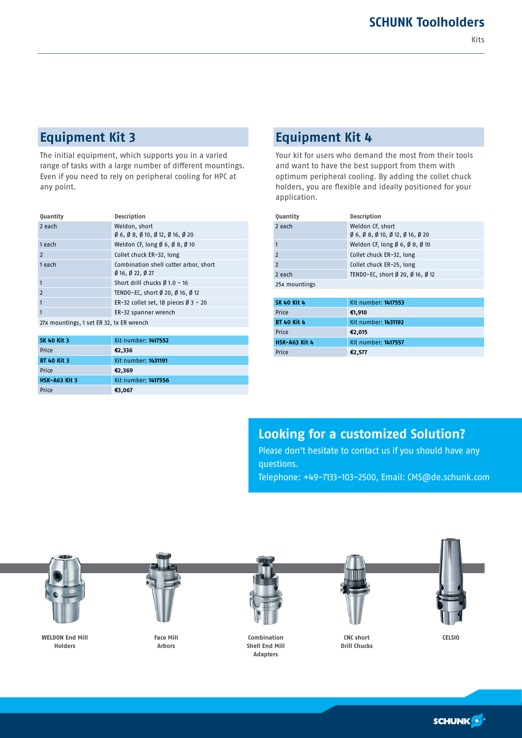## Equipment Kit 3

The initial equipment, which supports you in a varied range of tasks with a large number of different mountings. Even if you need to rely on peripheral cooling for HPC at any point.

| Quantity | Description |
|---|---|
| 2 each | Weldon, short Ø 6, Ø 8, Ø 10, Ø 12, Ø 16, Ø 20 |
| 1 each | Weldon CF, long Ø 6, Ø 8, Ø 10 |
| 2 | Collet chuck ER-32, long |
| 1 each | Combination shell cutter arbor, short Ø 16, Ø 22, Ø 27 |
| 1 | Short drill chucks Ø 1.0 – 16 |
| 2 | TENDO-EC, short Ø 20, Ø 16, Ø 12 |
| 1 | ER-32 collet set, 18 pieces Ø 3 – 20 |
| 1 | ER-32 spanner wrench |
| 27x mountings, 1 set ER 32, 1x ER wrench | |

| | |
|---|---|
| **SK 40 Kit 3** | Kit number: **1417552** |
| Price | **€2,336** |
| **BT 40 Kit 3** | Kit number: **1431191** |
| Price | **€2,369** |
| **HSK-A63 Kit 3** | Kit number: **1417556** |
| Price | **€3,067** |

## Equipment Kit 4

Your kit for users who demand the most from their tools and want to have the best support from them with optimum peripheral cooling. By adding the collet chuck holders, you are flexible and ideally positioned for your application.

| Quantity | Description |
|---|---|
| 2 each | Weldon CF, short Ø 6, Ø 8, Ø 10, Ø 12, Ø 16, Ø 20 |
| 1 | Weldon CF, long Ø 6, Ø 8, Ø 10 |
| 2 | Collet chuck ER-32, long |
| 2 | Collet chuck ER-25, long |
| 2 each | TENDO-EC, short Ø 20, Ø 16, Ø 12 |
| 25x mountings | |

| | |
|---|---|
| **SK 40 Kit 4** | Kit number: **1417553** |
| Price | **€1,910** |
| **BT 40 Kit 4** | Kit number: **1431192** |
| Price | **€2,015** |
| **HSK-A63 Kit 4** | Kit number: **1417557** |
| Price | **€2,577** |

## Looking for a customized Solution?

Please don't hesitate to contact us if you should have any questions.

Telephone: +49-7133-103-2500, Email: CMS@de.schunk.com

**WELDON End Mill Holders**

**Face Mill Arbors**

**Combination Shell End Mill Adapters**

**CNC short Drill Chucks**

**CELSIO**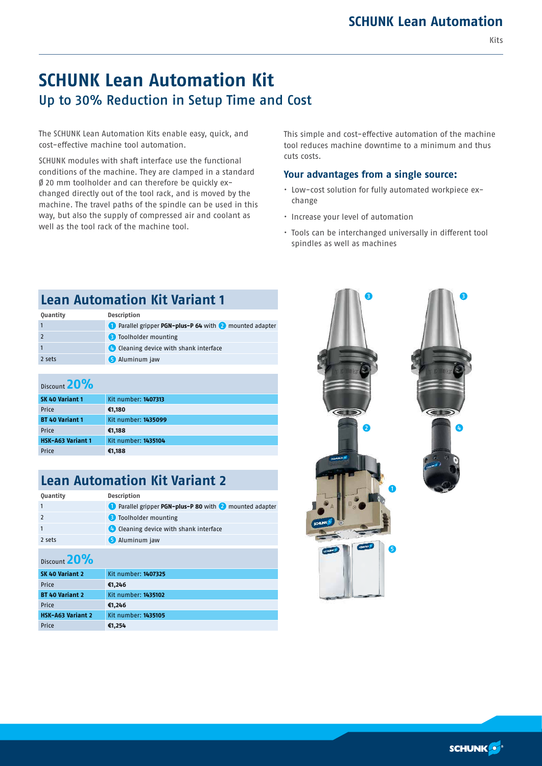# SCHUNK Lean Automation Kit

## Up to 30% Reduction in Setup Time and Cost

The SCHUNK Lean Automation Kits enable easy, quick, and cost-effective machine tool automation.

SCHUNK modules with shaft interface use the functional conditions of the machine. They are clamped in a standard Ø 20 mm toolholder and can therefore be quickly exchanged directly out of the tool rack, and is moved by the machine. The travel paths of the spindle can be used in this way, but also the supply of compressed air and coolant as well as the tool rack of the machine tool.

This simple and cost-effective automation of the machine tool reduces machine downtime to a minimum and thus cuts costs.

### Your advantages from a single source:

- Low-cost solution for fully automated workpiece exchange
- Increase your level of automation
- Tools can be interchanged universally in different tool spindles as well as machines

## Lean Automation Kit Variant 1

| Quantity | Description |
| --- | --- |
| 1 | 1 Parallel gripper **PGN-plus-P 64** with 2 mounted adapter |
| 2 | 3 Toolholder mounting |
| 1 | 4 Cleaning device with shank interface |
| 2 sets | 5 Aluminum jaw |

Discount **20%**

| | |
| --- | --- |
| **SK 40 Variant 1** | Kit number: **1407313** |
| Price | **€1,180** |
| **BT 40 Variant 1** | Kit number: **1435099** |
| Price | **€1,188** |
| **HSK-A63 Variant 1** | Kit number: **1435104** |
| Price | **€1,188** |

## Lean Automation Kit Variant 2

| Quantity | Description |
| --- | --- |
| 1 | 1 Parallel gripper **PGN-plus-P 80** with 2 mounted adapter |
| 2 | 3 Toolholder mounting |
| 1 | 4 Cleaning device with shank interface |
| 2 sets | 5 Aluminum jaw |

Discount **20%**

| | |
| --- | --- |
| **SK 40 Variant 2** | Kit number: **1407325** |
| Price | **€1,246** |
| **BT 40 Variant 2** | Kit number: **1435102** |
| Price | **€1,246** |
| **HSK-A63 Variant 2** | Kit number: **1435105** |
| Price | **€1,254** |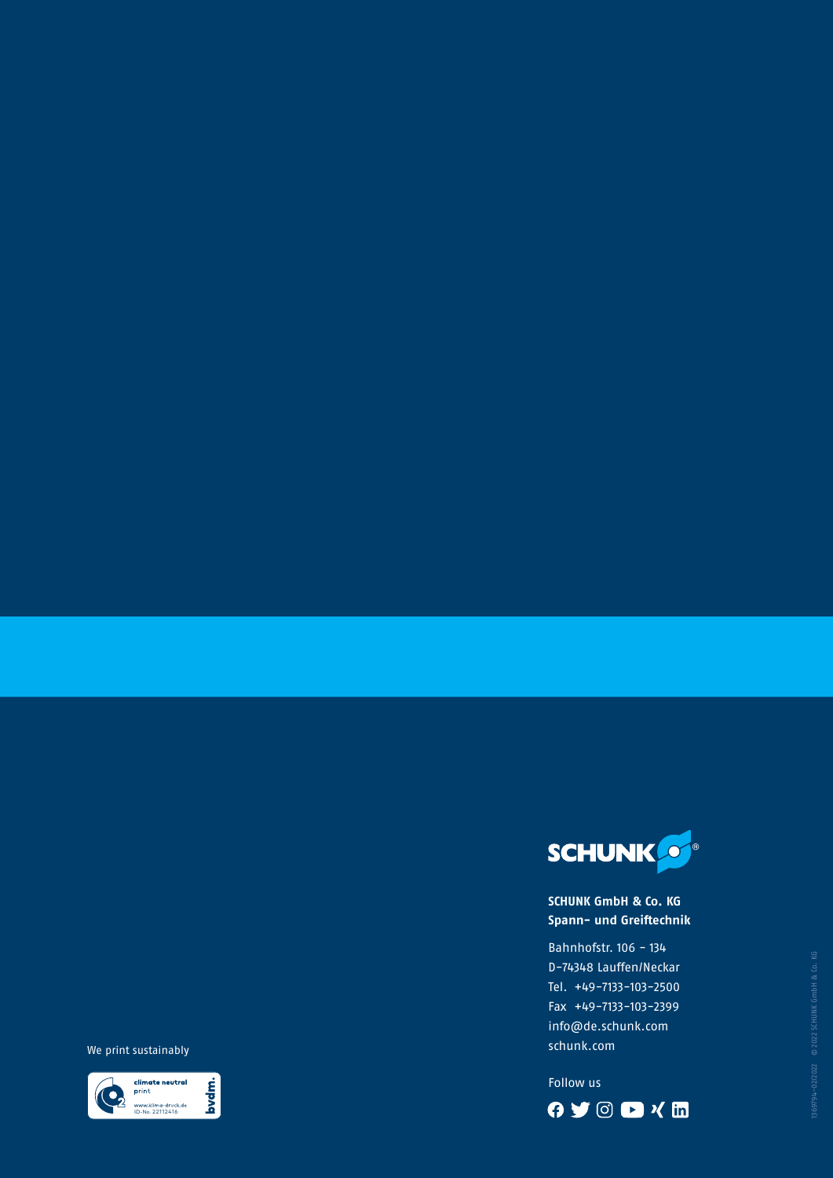SCHUNK

**SCHUNK GmbH & Co. KG**
**Spann- und Greiftechnik**

Bahnhofstr. 106 – 134
D-74348 Lauffen/Neckar
Tel. +49-7133-103-2500
Fax +49-7133-103-2399
info@de.schunk.com
schunk.com

Follow us

We print sustainably

climate neutral print
www.klima-druck.de
ID-No. 22112416
bvdm.

1369794-02/2022 © 2022 SCHUNK GmbH & Co. KG